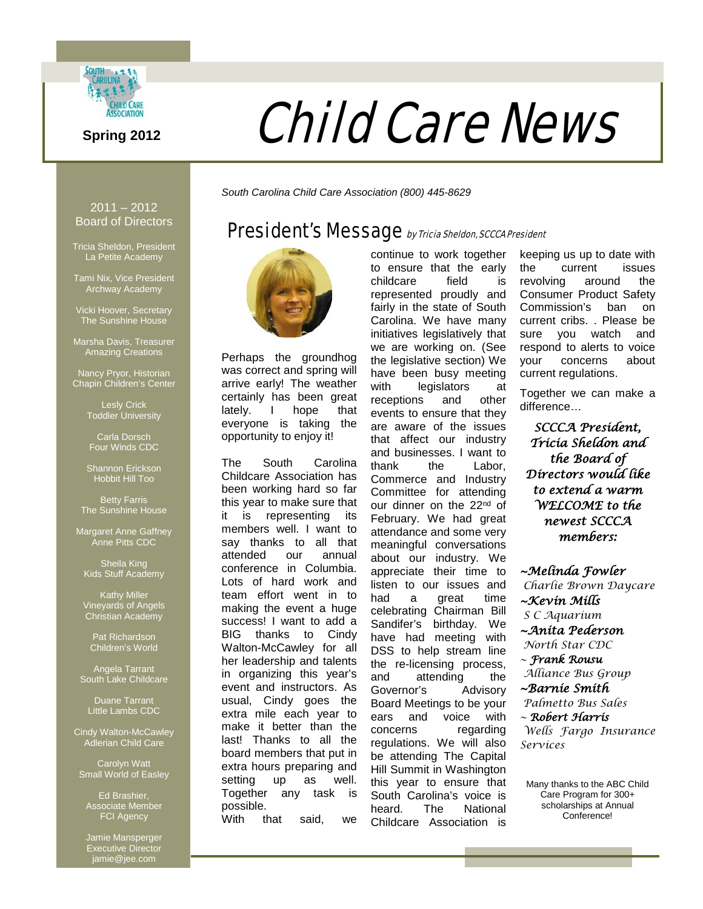# Child Care News

Spring 2012

South Carolina Child Care Association (800) 445-8629

## 2011 – 2012 Board of Directors

Tricia Sheldon, President
La Petite Academy

Tami Nix, Vice President
Archway Academy

Vicki Hoover, Secretary
The Sunshine House

Marsha Davis, Treasurer
Amazing Creations

Nancy Pryor, Historian
Chapin Children's Center

Lesly Crick
Toddler University

Carla Dorsch
Four Winds CDC

Shannon Erickson
Hobbit Hill Too

Betty Farris
The Sunshine House

Margaret Anne Gaffney
Anne Pitts CDC

Sheila King
Kids Stuff Academy

Kathy Miller
Vineyards of Angels Christian Academy

Pat Richardson
Children's World

Angela Tarrant
South Lake Childcare

Duane Tarrant
Little Lambs CDC

Cindy Walton-McCawley
Adlerian Child Care

Carolyn Watt
Small World of Easley

Ed Brashier,
Associate Member
FCI Agency

Jamie Mansperger
Executive Director
jamie@jee.com

## President's Message *by Tricia Sheldon, SCCCA President*

Perhaps the groundhog was correct and spring will arrive early! The weather certainly has been great lately. I hope that everyone is taking the opportunity to enjoy it!

The South Carolina Childcare Association has been working hard so far this year to make sure that it is representing its members well. I want to say thanks to all that attended our annual conference in Columbia. Lots of hard work and team effort went in to making the event a huge success! I want to add a BIG thanks to Cindy Walton-McCawley for all her leadership and talents in organizing this year's event and instructors. As usual, Cindy goes the extra mile each year to make it better than the last! Thanks to all the board members that put in extra hours preparing and setting up as well. Together any task is possible.

With that said, we continue to work together to ensure that the early childcare field is represented proudly and fairly in the state of South Carolina. We have many initiatives legislatively that we are working on. (See the legislative section) We have been busy meeting with legislators at receptions and other events to ensure that they are aware of the issues that affect our industry and businesses. I want to thank the Labor, Commerce and Industry Committee for attending our dinner on the 22nd of February. We had great attendance and some very meaningful conversations about our industry. We appreciate their time to listen to our issues and had a great time celebrating Chairman Bill Sandifer's birthday. We have had meeting with DSS to help stream line the re-licensing process, and attending the Governor's Advisory Board Meetings to be your ears and voice with concerns regarding regulations. We will also be attending The Capital Hill Summit in Washington this year to ensure that South Carolina's voice is heard. The National Childcare Association is keeping us up to date with the current issues revolving around the Consumer Product Safety Commission's ban on current cribs. . Please be sure you watch and respond to alerts to voice your concerns about current regulations.

Together we can make a difference…

*SCCCA President, Tricia Sheldon and the Board of Directors would like to extend a warm WELCOME to the newest SCCCA members:*

*~Melinda Fowler*
*Charlie Brown Daycare*

*~Kevin Mills*
*S C Aquarium*

*~Anita Pederson*
*North Star CDC*

*~ Frank Rousu*
*Alliance Bus Group*

*~Barnie Smith*
*Palmetto Bus Sales*

*~ Robert Harris*
*Wells Fargo Insurance Services*

Many thanks to the ABC Child Care Program for 300+ scholarships at Annual Conference!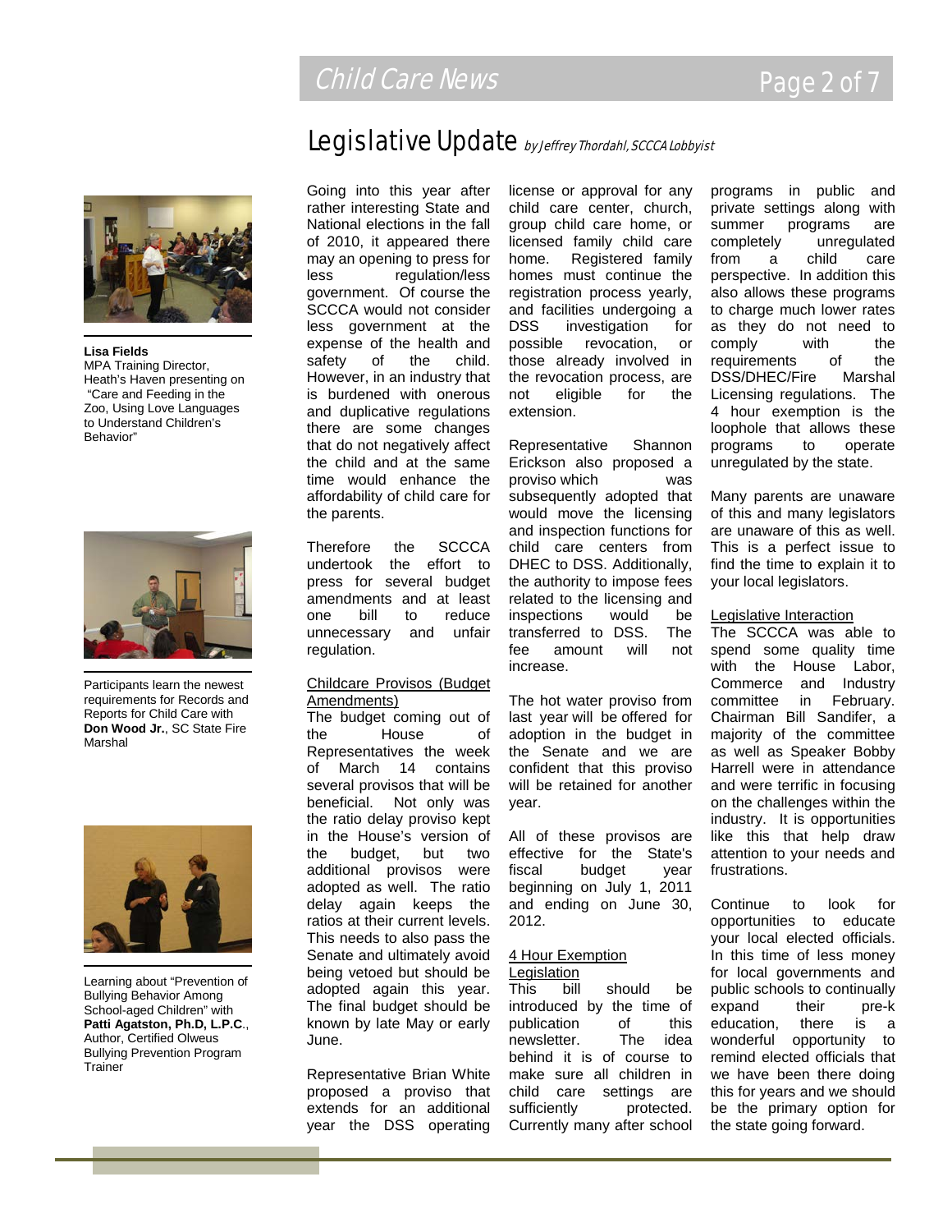# Legislative Update *by Jeffrey Thordahl, SCCCA Lobbyist*

**Lisa Fields**
MPA Training Director, Heath's Haven presenting on "Care and Feeding in the Zoo, Using Love Languages to Understand Children's Behavior"

Participants learn the newest requirements for Records and Reports for Child Care with **Don Wood Jr.**, SC State Fire Marshal

Learning about "Prevention of Bullying Behavior Among School-aged Children" with **Patti Agatston, Ph.D, L.P.C.**, Author, Certified Olweus Bullying Prevention Program Trainer

Going into this year after rather interesting State and National elections in the fall of 2010, it appeared there may an opening to press for less regulation/less government. Of course the SCCCA would not consider less government at the expense of the health and safety of the child. However, in an industry that is burdened with onerous and duplicative regulations there are some changes that do not negatively affect the child and at the same time would enhance the affordability of child care for the parents.

Therefore the SCCCA undertook the effort to press for several budget amendments and at least one bill to reduce unnecessary and unfair regulation.

## Childcare Provisos (Budget Amendments)

The budget coming out of the House of Representatives the week of March 14 contains several provisos that will be beneficial. Not only was the ratio delay proviso kept in the House's version of the budget, but two additional provisos were adopted as well. The ratio delay again keeps the ratios at their current levels. This needs to also pass the Senate and ultimately avoid being vetoed but should be adopted again this year. The final budget should be known by late May or early June.

Representative Brian White proposed a proviso that extends for an additional year the DSS operating license or approval for any child care center, church, group child care home, or licensed family child care home. Registered family homes must continue the registration process yearly, and facilities undergoing a DSS investigation for possible revocation, or those already involved in the revocation process, are not eligible for the extension.

Representative Shannon Erickson also proposed a proviso which was subsequently adopted that would move the licensing and inspection functions for child care centers from DHEC to DSS. Additionally, the authority to impose fees related to the licensing and inspections would be transferred to DSS. The fee amount will not increase.

The hot water proviso from last year will be offered for adoption in the budget in the Senate and we are confident that this proviso will be retained for another year.

All of these provisos are effective for the State's fiscal budget year beginning on July 1, 2011 and ending on June 30, 2012.

## 4 Hour Exemption Legislation

This bill should be introduced by the time of publication of this newsletter. The idea behind it is of course to make sure all children in child care settings are sufficiently protected. Currently many after school programs in public and private settings along with summer programs are completely unregulated from a child care perspective. In addition this also allows these programs to charge much lower rates as they do not need to comply with the requirements of the DSS/DHEC/Fire Marshal Licensing regulations. The 4 hour exemption is the loophole that allows these programs to operate unregulated by the state.

Many parents are unaware of this and many legislators are unaware of this as well. This is a perfect issue to find the time to explain it to your local legislators.

## Legislative Interaction

The SCCCA was able to spend some quality time with the House Labor, Commerce and Industry committee in February. Chairman Bill Sandifer, a majority of the committee as well as Speaker Bobby Harrell were in attendance and were terrific in focusing on the challenges within the industry. It is opportunities like this that help draw attention to your needs and frustrations.

Continue to look for opportunities to educate your local elected officials. In this time of less money for local governments and public schools to continually expand their pre-k education, there is a wonderful opportunity to remind elected officials that we have been there doing this for years and we should be the primary option for the state going forward.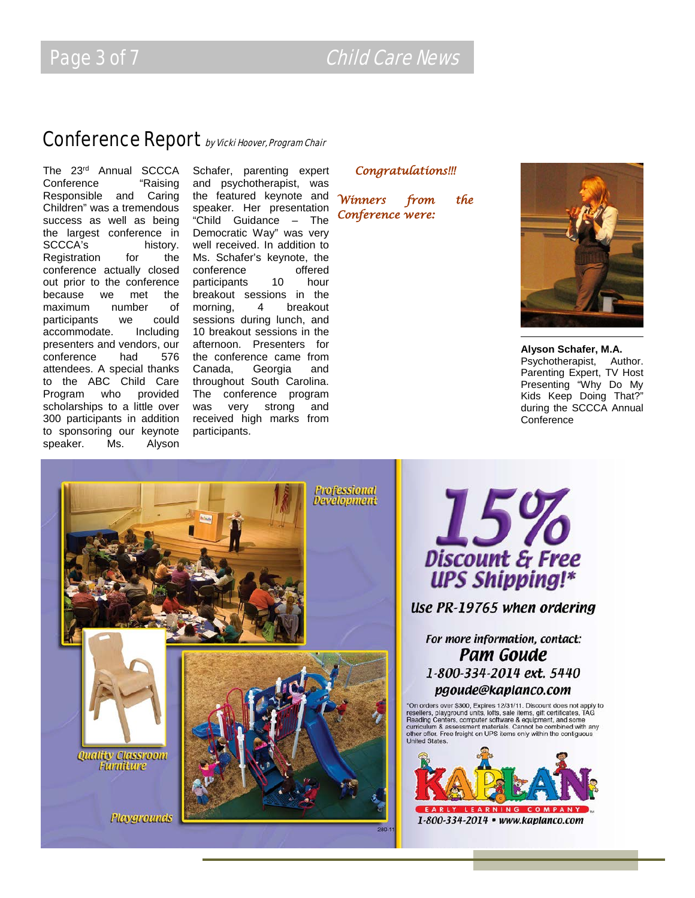# Conference Report *by Vicki Hoover, Program Chair*

The 23rd Annual SCCCA Conference "Raising Responsible and Caring Children" was a tremendous success as well as being the largest conference in SCCCA's history. Registration for the conference actually closed out prior to the conference because we met the maximum number of participants we could accommodate. Including presenters and vendors, our conference had 576 attendees. A special thanks to the ABC Child Care Program who provided scholarships to a little over 300 participants in addition to sponsoring our keynote speaker. Ms. Alyson Schafer, parenting expert and psychotherapist, was the featured keynote and speaker. Her presentation "Child Guidance – The Democratic Way" was very well received. In addition to Ms. Schafer's keynote, the conference offered participants 10 hour breakout sessions in the morning, 4 breakout sessions during lunch, and 10 breakout sessions in the afternoon. Presenters for the conference came from Canada, Georgia and throughout South Carolina. The conference program was very strong and received high marks from participants.

*Congratulations!!!*

*Winners from the Conference were:*

**Alyson Schafer, M.A.**
Psychotherapist, Author. Parenting Expert, TV Host Presenting "Why Do My Kids Keep Doing That?" during the SCCCA Annual Conference

Professional Development

Quality Classroom Furniture

Playgrounds

**15% Discount & Free UPS Shipping!***

**Use PR-19765 when ordering**

For more information, contact:
**Pam Goude**
1-800-334-2014 ext. 5440
pgoude@kaplanco.com

*On orders over $300, Expires 12/31/11. Discount does not apply to resellers, playground units, lofts, sale items, gift certificates, TAG Reading Centers, computer software & equipment, and some curriculum & assessment materials. Cannot be combined with any other offer. Free freight on UPS items only within the contiguous United States.

KAPLAN EARLY LEARNING COMPANY
1-800-334-2014 • www.kaplanco.com

280-11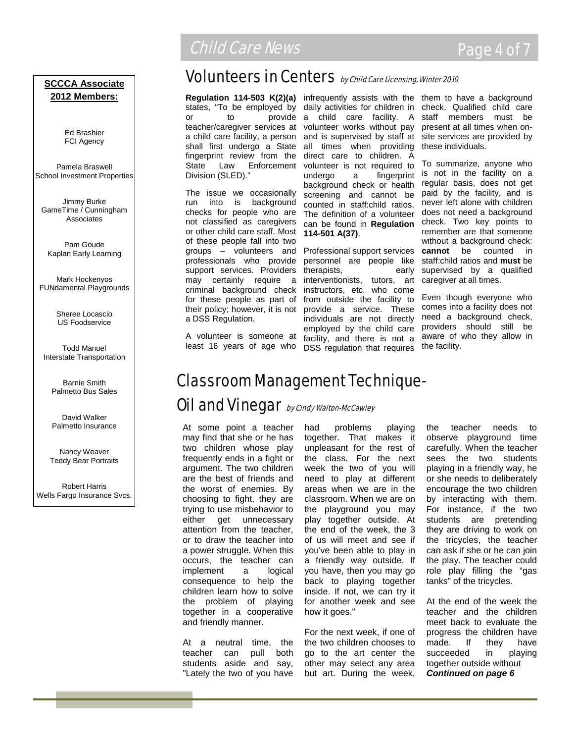**SCCCA Associate 2012 Members:**

Ed Brashier
FCI Agency

Pamela Braswell
School Investment Properties

Jimmy Burke
GameTime / Cunningham Associates

Pam Goude
Kaplan Early Learning

Mark Hockenyos
FUNdamental Playgrounds

Sheree Locascio
US Foodservice

Todd Manuel
Interstate Transportation

Barnie Smith
Palmetto Bus Sales

David Walker
Palmetto Insurance

Nancy Weaver
Teddy Bear Portraits

Robert Harris
Wells Fargo Insurance Svcs.

# Volunteers in Centers *by Child Care Licensing, Winter 2010*

**Regulation 114-503 K(2)(a)** states, "To be employed by or to provide teacher/caregiver services at a child care facility, a person shall first undergo a State fingerprint review from the State Law Enforcement Division (SLED)."

The issue we occasionally run into is background checks for people who are not classified as caregivers or other child care staff. Most of these people fall into two groups – volunteers and professionals who provide support services. Providers may certainly require a criminal background check for these people as part of their policy; however, it is not a DSS Regulation.

A volunteer is someone at least 16 years of age who infrequently assists with the daily activities for children in a child care facility. A volunteer works without pay and is supervised by staff at all times when providing direct care to children. A volunteer is not required to undergo a fingerprint background check or health screening and cannot be counted in staff:child ratios. The definition of a volunteer can be found in **Regulation 114-501 A(37)**.

Professional support services personnel are people like therapists, early interventionists, tutors, art instructors, etc. who come from outside the facility to provide a service. These individuals are not directly employed by the child care facility, and there is not a DSS regulation that requires them to have a background check. Qualified child care staff members must be present at all times when on-site services are provided by these individuals.

To summarize, anyone who is not in the facility on a regular basis, does not get paid by the facility, and is never left alone with children does not need a background check. Two key points to remember are that someone without a background check: **cannot** be counted in staff:child ratios and **must** be supervised by a qualified caregiver at all times.

Even though everyone who comes into a facility does not need a background check, providers should still be aware of who they allow in the facility.

# Classroom Management Technique- Oil and Vinegar *by Cindy Walton-McCawley*

At some point a teacher may find that she or he has two children whose play frequently ends in a fight or argument. The two children are the best of friends and the worst of enemies. By choosing to fight, they are trying to use misbehavior to either get unnecessary attention from the teacher, or to draw the teacher into a power struggle. When this occurs, the teacher can implement a logical consequence to help the children learn how to solve the problem of playing together in a cooperative and friendly manner.

At a neutral time, the teacher can pull both students aside and say, "Lately the two of you have had problems playing together. That makes it unpleasant for the rest of the class. For the next week the two of you will need to play at different areas when we are in the classroom. When we are on the playground you may play together outside. At the end of the week, the 3 of us will meet and see if you've been able to play in a friendly way outside. If you have, then you may go back to playing together inside. If not, we can try it for another week and see how it goes."

For the next week, if one of the two children chooses to go to the art center the other may select any area but art. During the week, the teacher needs to observe playground time carefully. When the teacher sees the two students playing in a friendly way, he or she needs to deliberately encourage the two children by interacting with them. For instance, if the two students are pretending they are driving to work on the tricycles, the teacher can ask if she or he can join the play. The teacher could role play filling the "gas tanks" of the tricycles.

At the end of the week the teacher and the children meet back to evaluate the progress the children have made. If they have succeeded in playing together outside without

***Continued on page 6***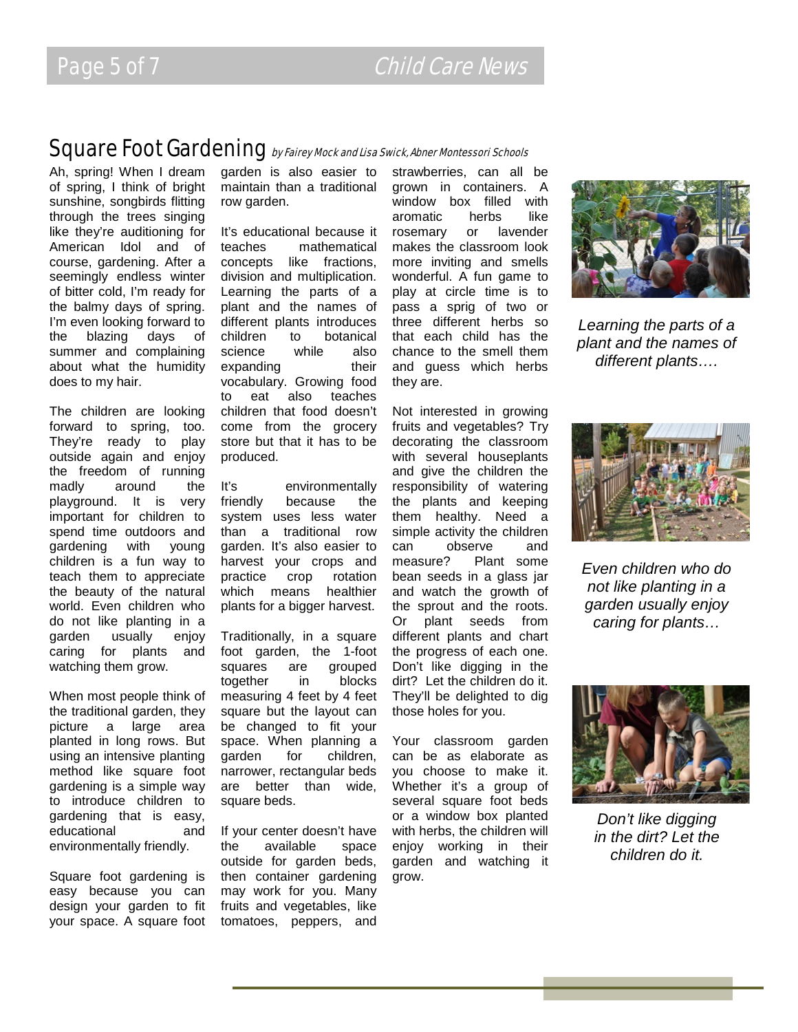## Square Foot Gardening *by Fairey Mock and Lisa Swick, Abner Montessori Schools*

Ah, spring! When I dream of spring, I think of bright sunshine, songbirds flitting through the trees singing like they're auditioning for American Idol and of course, gardening. After a seemingly endless winter of bitter cold, I'm ready for the balmy days of spring. I'm even looking forward to the blazing days of summer and complaining about what the humidity does to my hair.

The children are looking forward to spring, too. They're ready to play outside again and enjoy the freedom of running madly around the playground. It is very important for children to spend time outdoors and gardening with young children is a fun way to teach them to appreciate the beauty of the natural world. Even children who do not like planting in a garden usually enjoy caring for plants and watching them grow.

When most people think of the traditional garden, they picture a large area planted in long rows. But using an intensive planting method like square foot gardening is a simple way to introduce children to gardening that is easy, educational and environmentally friendly.

Square foot gardening is easy because you can design your garden to fit your space. A square foot garden is also easier to maintain than a traditional row garden.

It's educational because it teaches mathematical concepts like fractions, division and multiplication. Learning the parts of a plant and the names of different plants introduces children to botanical science while also expanding their vocabulary. Growing food to eat also teaches children that food doesn't come from the grocery store but that it has to be produced.

It's environmentally friendly because the system uses less water than a traditional row garden. It's also easier to harvest your crops and practice crop rotation which means healthier plants for a bigger harvest.

Traditionally, in a square foot garden, the 1-foot squares are grouped together in blocks measuring 4 feet by 4 feet square but the layout can be changed to fit your space. When planning a garden for children, narrower, rectangular beds are better than wide, square beds.

If your center doesn't have the available space outside for garden beds, then container gardening may work for you. Many fruits and vegetables, like tomatoes, peppers, and strawberries, can all be grown in containers. A window box filled with aromatic herbs like rosemary or lavender makes the classroom look more inviting and smells wonderful. A fun game to play at circle time is to pass a sprig of two or three different herbs so that each child has the chance to the smell them and guess which herbs they are.

Not interested in growing fruits and vegetables? Try decorating the classroom with several houseplants and give the children the responsibility of watering the plants and keeping them healthy. Need a simple activity the children can observe and measure? Plant some bean seeds in a glass jar and watch the growth of the sprout and the roots. Or plant seeds from different plants and chart the progress of each one. Don't like digging in the dirt? Let the children do it. They'll be delighted to dig those holes for you.

Your classroom garden can be as elaborate as you choose to make it. Whether it's a group of several square foot beds or a window box planted with herbs, the children will enjoy working in their garden and watching it grow.

*Learning the parts of a plant and the names of different plants….*

*Even children who do not like planting in a garden usually enjoy caring for plants…*

*Don't like digging in the dirt? Let the children do it.*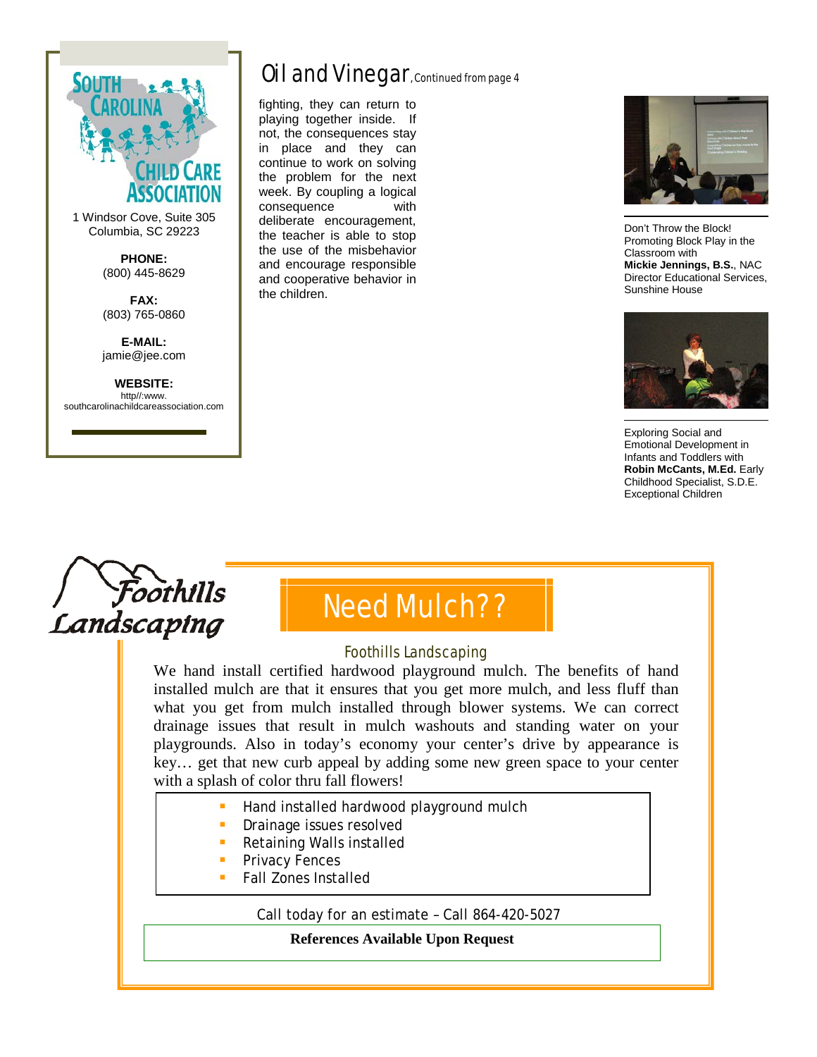**SOUTH CAROLINA CHILD CARE ASSOCIATION**

1 Windsor Cove, Suite 305
Columbia, SC 29223

**PHONE:**
(800) 445-8629

**FAX:**
(803) 765-0860

**E-MAIL:**
jamie@jee.com

**WEBSITE:**
http//:www.
southcarolinachildcareassociation.com

# Oil and Vinegar, Continued from page 4

fighting, they can return to playing together inside. If not, the consequences stay in place and they can continue to work on solving the problem for the next week. By coupling a logical consequence with deliberate encouragement, the teacher is able to stop the use of the misbehavior and encourage responsible and cooperative behavior in the children.

Don't Throw the Block! Promoting Block Play in the Classroom with **Mickie Jennings, B.S.**, NAC Director Educational Services, Sunshine House

Exploring Social and Emotional Development in Infants and Toddlers with **Robin McCants, M.Ed.** Early Childhood Specialist, S.D.E. Exceptional Children

*Foothills Landscaping*

# Need Mulch??

### Foothills Landscaping

We hand install certified hardwood playground mulch. The benefits of hand installed mulch are that it ensures that you get more mulch, and less fluff than what you get from mulch installed through blower systems. We can correct drainage issues that result in mulch washouts and standing water on your playgrounds. Also in today's economy your center's drive by appearance is key… get that new curb appeal by adding some new green space to your center with a splash of color thru fall flowers!

- Hand installed hardwood playground mulch
- Drainage issues resolved
- Retaining Walls installed
- Privacy Fences
- Fall Zones Installed

Call today for an estimate – Call 864-420-5027

**References Available Upon Request**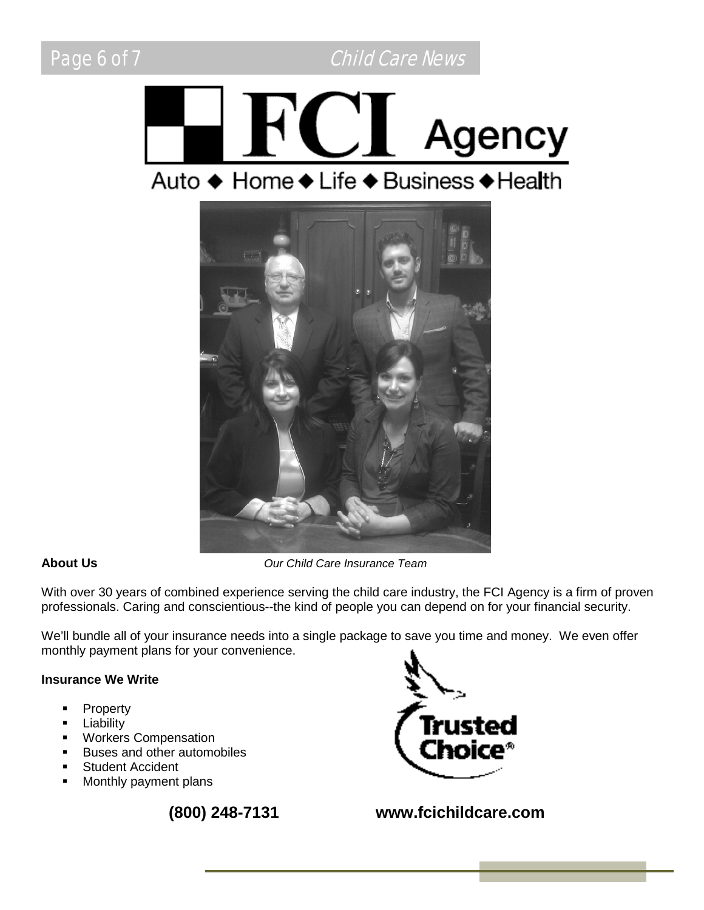# FCI Agency

Auto ◆ Home ◆ Life ◆ Business ◆ Health

**About Us**

*Our Child Care Insurance Team*

With over 30 years of combined experience serving the child care industry, the FCI Agency is a firm of proven professionals. Caring and conscientious--the kind of people you can depend on for your financial security.

We'll bundle all of your insurance needs into a single package to save you time and money. We even offer monthly payment plans for your convenience.

**Insurance We Write**

- Property
- Liability
- Workers Compensation
- Buses and other automobiles
- Student Accident
- Monthly payment plans

Trusted Choice®

**(800) 248-7131** **www.fcichildcare.com**